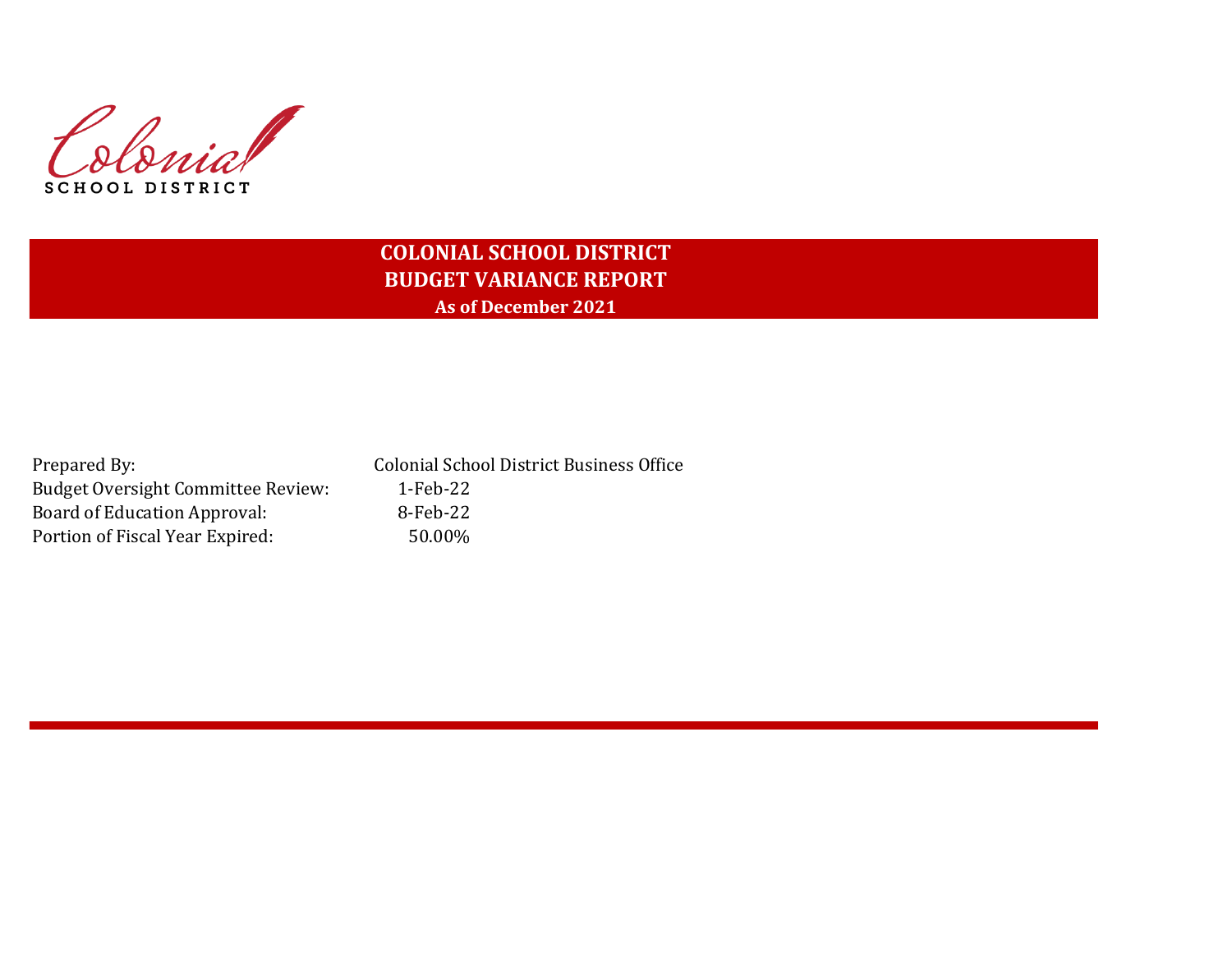Colonial
SCHOOL DISTRICT

# COLONIAL SCHOOL DISTRICT
## BUDGET VARIANCE REPORT
### As of December 2021

| | |
|---|---|
| Prepared By: | Colonial School District Business Office |
| Budget Oversight Committee Review: | 1-Feb-22 |
| Board of Education Approval: | 8-Feb-22 |
| Portion of Fiscal Year Expired: | 50.00% |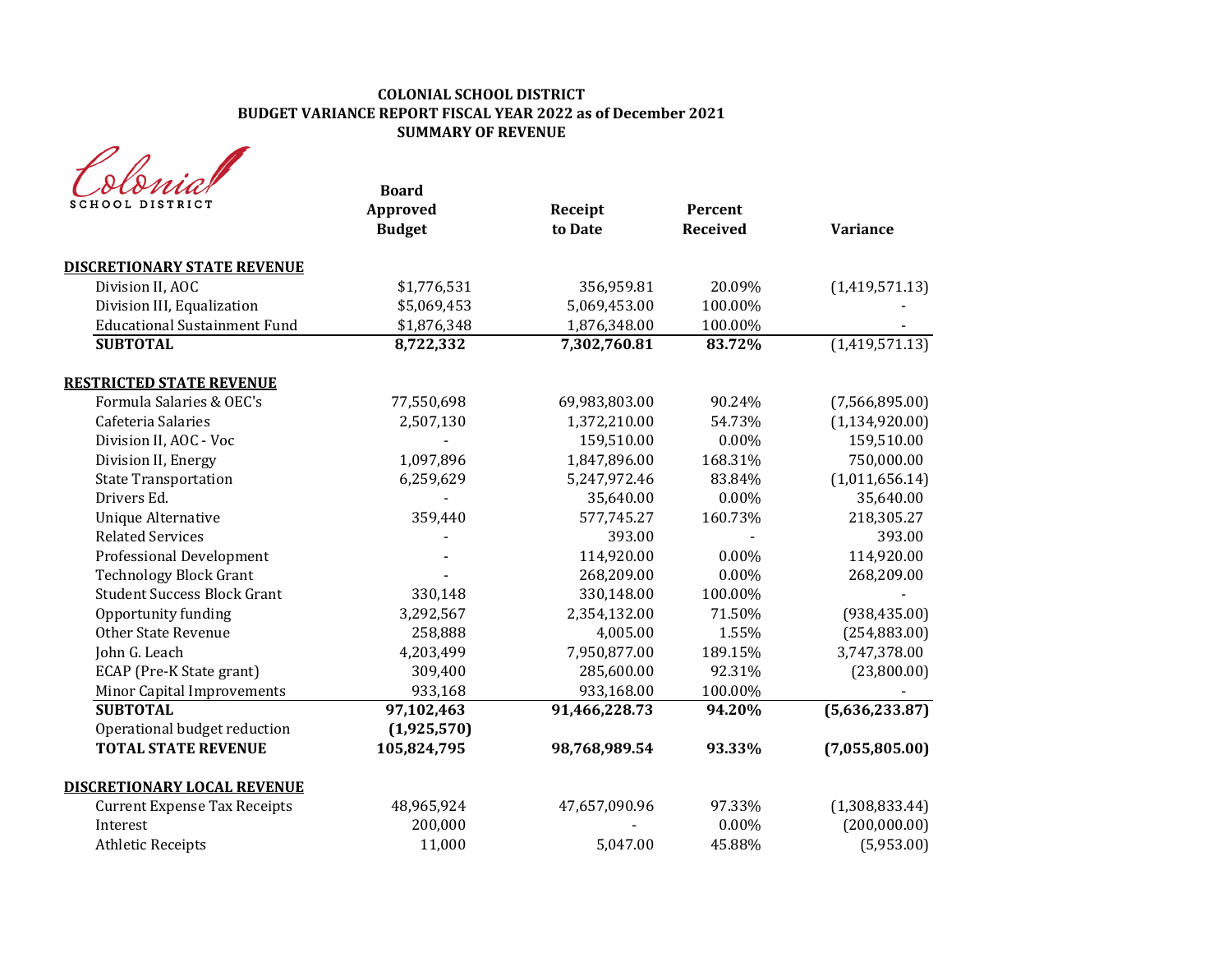**COLONIAL SCHOOL DISTRICT**
**BUDGET VARIANCE REPORT FISCAL YEAR 2022 as of December 2021**
**SUMMARY OF REVENUE**

Colonial SCHOOL DISTRICT

| | Board Approved Budget | Receipt to Date | Percent Received | Variance |
|---|---|---|---|---|
| **DISCRETIONARY STATE REVENUE** | | | | |
| Division II, AOC | $1,776,531 | 356,959.81 | 20.09% | (1,419,571.13) |
| Division III, Equalization | $5,069,453 | 5,069,453.00 | 100.00% | - |
| Educational Sustainment Fund | $1,876,348 | 1,876,348.00 | 100.00% | - |
| **SUBTOTAL** | **8,722,332** | **7,302,760.81** | **83.72%** | (1,419,571.13) |
| **RESTRICTED STATE REVENUE** | | | | |
| Formula Salaries & OEC's | 77,550,698 | 69,983,803.00 | 90.24% | (7,566,895.00) |
| Cafeteria Salaries | 2,507,130 | 1,372,210.00 | 54.73% | (1,134,920.00) |
| Division II, AOC - Voc | - | 159,510.00 | 0.00% | 159,510.00 |
| Division II, Energy | 1,097,896 | 1,847,896.00 | 168.31% | 750,000.00 |
| State Transportation | 6,259,629 | 5,247,972.46 | 83.84% | (1,011,656.14) |
| Drivers Ed. | - | 35,640.00 | 0.00% | 35,640.00 |
| Unique Alternative | 359,440 | 577,745.27 | 160.73% | 218,305.27 |
| Related Services | - | 393.00 | - | 393.00 |
| Professional Development | - | 114,920.00 | 0.00% | 114,920.00 |
| Technology Block Grant | - | 268,209.00 | 0.00% | 268,209.00 |
| Student Success Block Grant | 330,148 | 330,148.00 | 100.00% | - |
| Opportunity funding | 3,292,567 | 2,354,132.00 | 71.50% | (938,435.00) |
| Other State Revenue | 258,888 | 4,005.00 | 1.55% | (254,883.00) |
| John G. Leach | 4,203,499 | 7,950,877.00 | 189.15% | 3,747,378.00 |
| ECAP (Pre-K State grant) | 309,400 | 285,600.00 | 92.31% | (23,800.00) |
| Minor Capital Improvements | 933,168 | 933,168.00 | 100.00% | - |
| **SUBTOTAL** | **97,102,463** | **91,466,228.73** | **94.20%** | **(5,636,233.87)** |
| Operational budget reduction | **(1,925,570)** | | | |
| **TOTAL STATE REVENUE** | **105,824,795** | **98,768,989.54** | **93.33%** | **(7,055,805.00)** |
| **DISCRETIONARY LOCAL REVENUE** | | | | |
| Current Expense Tax Receipts | 48,965,924 | 47,657,090.96 | 97.33% | (1,308,833.44) |
| Interest | 200,000 | - | 0.00% | (200,000.00) |
| Athletic Receipts | 11,000 | 5,047.00 | 45.88% | (5,953.00) |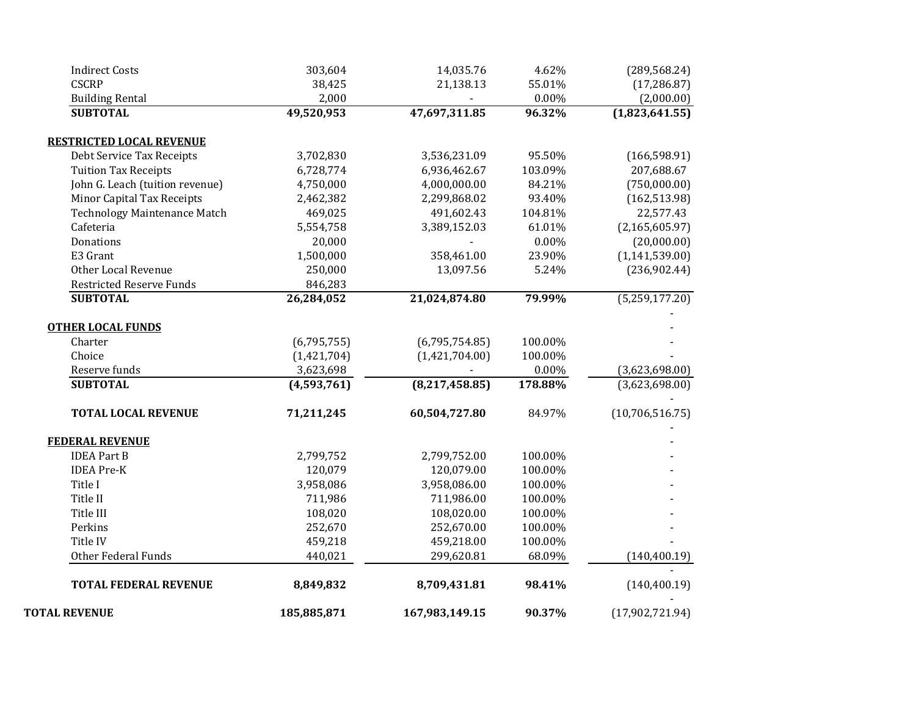| | | | | |
|---|---|---|---|---|
| Indirect Costs | 303,604 | 14,035.76 | 4.62% | (289,568.24) |
| CSCRP | 38,425 | 21,138.13 | 55.01% | (17,286.87) |
| Building Rental | 2,000 | - | 0.00% | (2,000.00) |
| **SUBTOTAL** | **49,520,953** | **47,697,311.85** | **96.32%** | **(1,823,641.55)** |
| | | | | |
| **RESTRICTED LOCAL REVENUE** | | | | |
| Debt Service Tax Receipts | 3,702,830 | 3,536,231.09 | 95.50% | (166,598.91) |
| Tuition Tax Receipts | 6,728,774 | 6,936,462.67 | 103.09% | 207,688.67 |
| John G. Leach (tuition revenue) | 4,750,000 | 4,000,000.00 | 84.21% | (750,000.00) |
| Minor Capital Tax Receipts | 2,462,382 | 2,299,868.02 | 93.40% | (162,513.98) |
| Technology Maintenance Match | 469,025 | 491,602.43 | 104.81% | 22,577.43 |
| Cafeteria | 5,554,758 | 3,389,152.03 | 61.01% | (2,165,605.97) |
| Donations | 20,000 | - | 0.00% | (20,000.00) |
| E3 Grant | 1,500,000 | 358,461.00 | 23.90% | (1,141,539.00) |
| Other Local Revenue | 250,000 | 13,097.56 | 5.24% | (236,902.44) |
| Restricted Reserve Funds | 846,283 | | | |
| **SUBTOTAL** | **26,284,052** | **21,024,874.80** | **79.99%** | (5,259,177.20) |
| | | | | - |
| **OTHER LOCAL FUNDS** | | | | - |
| Charter | (6,795,755) | (6,795,754.85) | 100.00% | - |
| Choice | (1,421,704) | (1,421,704.00) | 100.00% | - |
| Reserve funds | 3,623,698 | - | 0.00% | (3,623,698.00) |
| **SUBTOTAL** | **(4,593,761)** | **(8,217,458.85)** | **178.88%** | (3,623,698.00) |
| | | | | - |
| **TOTAL LOCAL REVENUE** | **71,211,245** | **60,504,727.80** | 84.97% | (10,706,516.75) |
| | | | | - |
| **FEDERAL REVENUE** | | | | - |
| IDEA Part B | 2,799,752 | 2,799,752.00 | 100.00% | - |
| IDEA Pre-K | 120,079 | 120,079.00 | 100.00% | - |
| Title I | 3,958,086 | 3,958,086.00 | 100.00% | - |
| Title II | 711,986 | 711,986.00 | 100.00% | - |
| Title III | 108,020 | 108,020.00 | 100.00% | - |
| Perkins | 252,670 | 252,670.00 | 100.00% | - |
| Title IV | 459,218 | 459,218.00 | 100.00% | - |
| Other Federal Funds | 440,021 | 299,620.81 | 68.09% | (140,400.19) |
| | | | | - |
| **TOTAL FEDERAL REVENUE** | **8,849,832** | **8,709,431.81** | **98.41%** | (140,400.19) |
| | | | | - |
| **TOTAL REVENUE** | **185,885,871** | **167,983,149.15** | **90.37%** | (17,902,721.94) |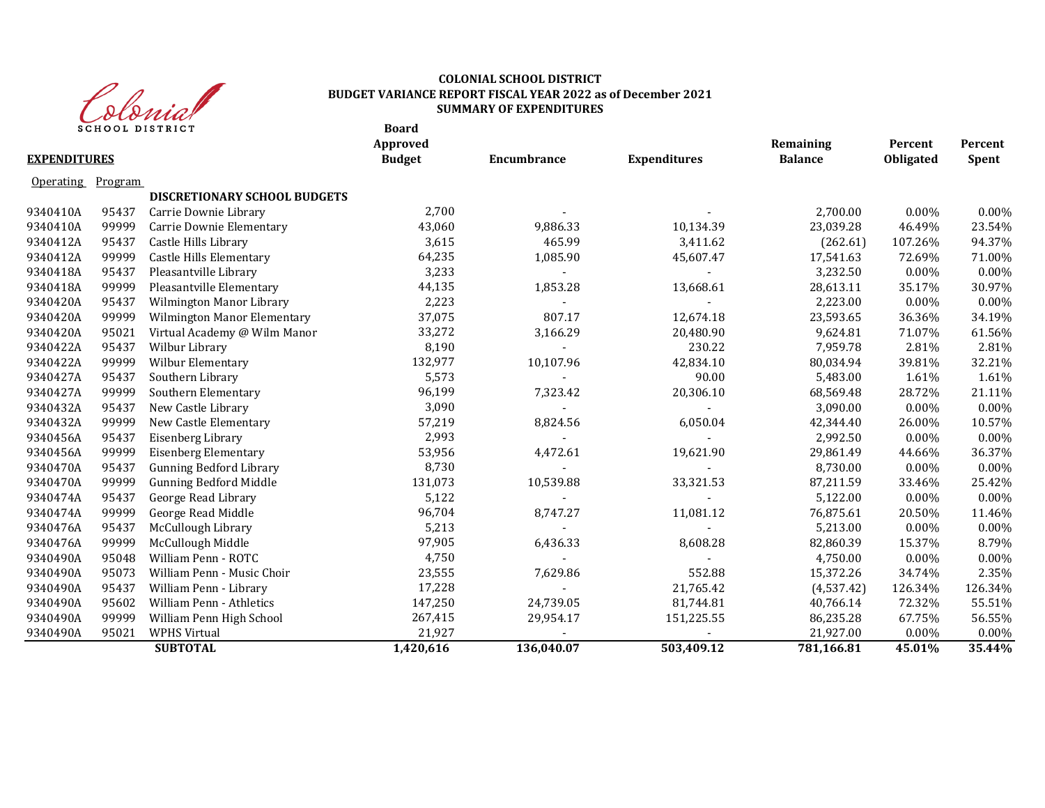Colonial SCHOOL DISTRICT

# COLONIAL SCHOOL DISTRICT
## BUDGET VARIANCE REPORT FISCAL YEAR 2022 as of December 2021
## SUMMARY OF EXPENDITURES

| **EXPENDITURES** | | | **Board Approved Budget** | **Encumbrance** | **Expenditures** | **Remaining Balance** | **Percent Obligated** | **Percent Spent** |
|---|---|---|---|---|---|---|---|---|
| Operating | Program | | | | | | | |
| | | **DISCRETIONARY SCHOOL BUDGETS** | | | | | | |
| 9340410A | 95437 | Carrie Downie Library | 2,700 | - | - | 2,700.00 | 0.00% | 0.00% |
| 9340410A | 99999 | Carrie Downie Elementary | 43,060 | 9,886.33 | 10,134.39 | 23,039.28 | 46.49% | 23.54% |
| 9340412A | 95437 | Castle Hills Library | 3,615 | 465.99 | 3,411.62 | (262.61) | 107.26% | 94.37% |
| 9340412A | 99999 | Castle Hills Elementary | 64,235 | 1,085.90 | 45,607.47 | 17,541.63 | 72.69% | 71.00% |
| 9340418A | 95437 | Pleasantville Library | 3,233 | - | - | 3,232.50 | 0.00% | 0.00% |
| 9340418A | 99999 | Pleasantville Elementary | 44,135 | 1,853.28 | 13,668.61 | 28,613.11 | 35.17% | 30.97% |
| 9340420A | 95437 | Wilmington Manor Library | 2,223 | - | - | 2,223.00 | 0.00% | 0.00% |
| 9340420A | 99999 | Wilmington Manor Elementary | 37,075 | 807.17 | 12,674.18 | 23,593.65 | 36.36% | 34.19% |
| 9340420A | 95021 | Virtual Academy @ Wilm Manor | 33,272 | 3,166.29 | 20,480.90 | 9,624.81 | 71.07% | 61.56% |
| 9340422A | 95437 | Wilbur Library | 8,190 | - | 230.22 | 7,959.78 | 2.81% | 2.81% |
| 9340422A | 99999 | Wilbur Elementary | 132,977 | 10,107.96 | 42,834.10 | 80,034.94 | 39.81% | 32.21% |
| 9340427A | 95437 | Southern Library | 5,573 | - | 90.00 | 5,483.00 | 1.61% | 1.61% |
| 9340427A | 99999 | Southern Elementary | 96,199 | 7,323.42 | 20,306.10 | 68,569.48 | 28.72% | 21.11% |
| 9340432A | 95437 | New Castle Library | 3,090 | - | - | 3,090.00 | 0.00% | 0.00% |
| 9340432A | 99999 | New Castle Elementary | 57,219 | 8,824.56 | 6,050.04 | 42,344.40 | 26.00% | 10.57% |
| 9340456A | 95437 | Eisenberg Library | 2,993 | - | - | 2,992.50 | 0.00% | 0.00% |
| 9340456A | 99999 | Eisenberg Elementary | 53,956 | 4,472.61 | 19,621.90 | 29,861.49 | 44.66% | 36.37% |
| 9340470A | 95437 | Gunning Bedford Library | 8,730 | - | - | 8,730.00 | 0.00% | 0.00% |
| 9340470A | 99999 | Gunning Bedford Middle | 131,073 | 10,539.88 | 33,321.53 | 87,211.59 | 33.46% | 25.42% |
| 9340474A | 95437 | George Read Library | 5,122 | - | - | 5,122.00 | 0.00% | 0.00% |
| 9340474A | 99999 | George Read Middle | 96,704 | 8,747.27 | 11,081.12 | 76,875.61 | 20.50% | 11.46% |
| 9340476A | 95437 | McCullough Library | 5,213 | - | - | 5,213.00 | 0.00% | 0.00% |
| 9340476A | 99999 | McCullough Middle | 97,905 | 6,436.33 | 8,608.28 | 82,860.39 | 15.37% | 8.79% |
| 9340490A | 95048 | William Penn - ROTC | 4,750 | - | - | 4,750.00 | 0.00% | 0.00% |
| 9340490A | 95073 | William Penn - Music Choir | 23,555 | 7,629.86 | 552.88 | 15,372.26 | 34.74% | 2.35% |
| 9340490A | 95437 | William Penn - Library | 17,228 | - | 21,765.42 | (4,537.42) | 126.34% | 126.34% |
| 9340490A | 95602 | William Penn - Athletics | 147,250 | 24,739.05 | 81,744.81 | 40,766.14 | 72.32% | 55.51% |
| 9340490A | 99999 | William Penn High School | 267,415 | 29,954.17 | 151,225.55 | 86,235.28 | 67.75% | 56.55% |
| 9340490A | 95021 | WPHS Virtual | 21,927 | - | - | 21,927.00 | 0.00% | 0.00% |
| | | **SUBTOTAL** | **1,420,616** | **136,040.07** | **503,409.12** | **781,166.81** | **45.01%** | **35.44%** |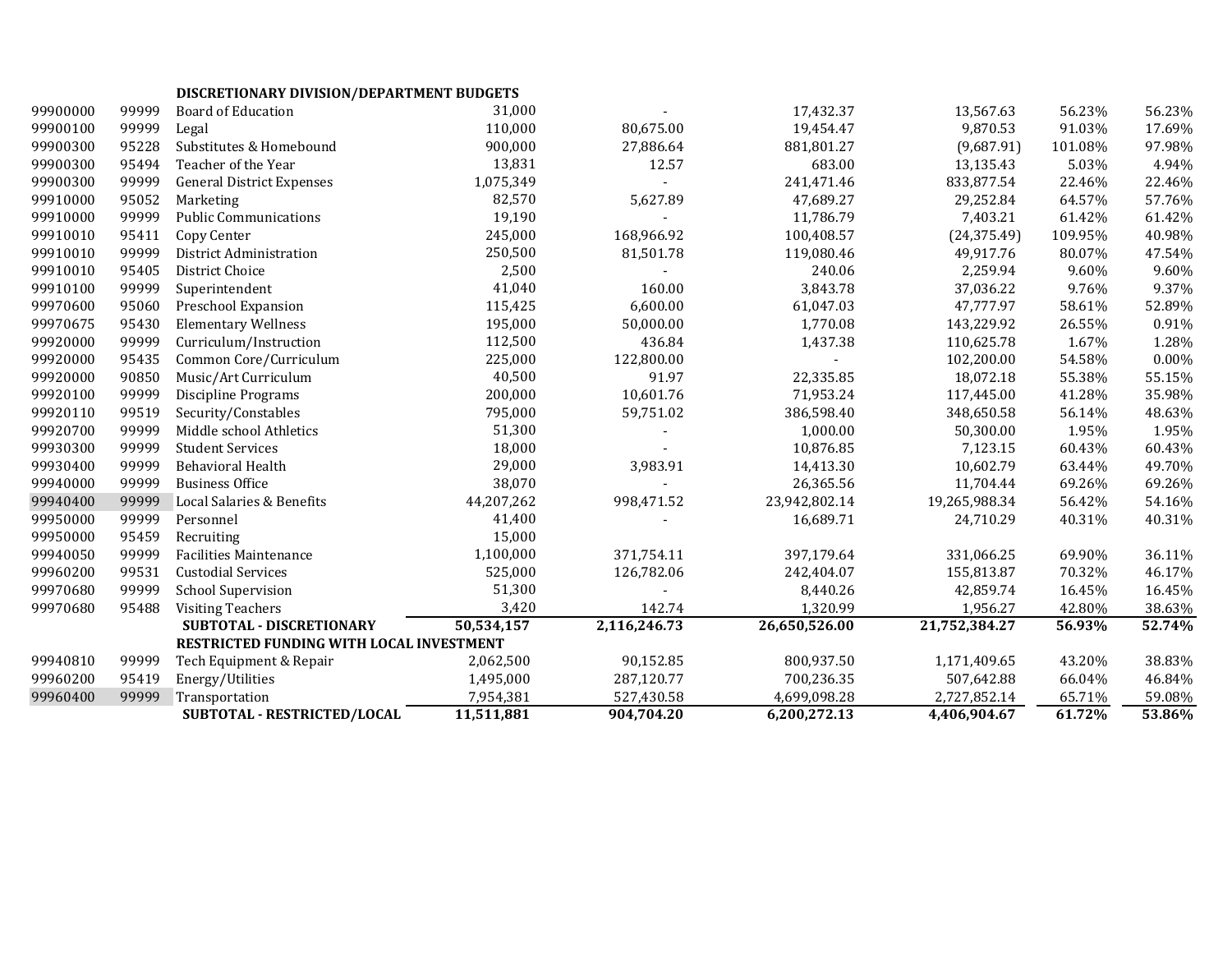| | | DISCRETIONARY DIVISION/DEPARTMENT BUDGETS | | | | | | |
|---|---|---|---|---|---|---|---|---|
| 99900000 | 99999 | Board of Education | 31,000 | - | 17,432.37 | 13,567.63 | 56.23% | 56.23% |
| 99900100 | 99999 | Legal | 110,000 | 80,675.00 | 19,454.47 | 9,870.53 | 91.03% | 17.69% |
| 99900300 | 95228 | Substitutes & Homebound | 900,000 | 27,886.64 | 881,801.27 | (9,687.91) | 101.08% | 97.98% |
| 99900300 | 95494 | Teacher of the Year | 13,831 | 12.57 | 683.00 | 13,135.43 | 5.03% | 4.94% |
| 99900300 | 99999 | General District Expenses | 1,075,349 | - | 241,471.46 | 833,877.54 | 22.46% | 22.46% |
| 99910000 | 95052 | Marketing | 82,570 | 5,627.89 | 47,689.27 | 29,252.84 | 64.57% | 57.76% |
| 99910000 | 99999 | Public Communications | 19,190 | - | 11,786.79 | 7,403.21 | 61.42% | 61.42% |
| 99910010 | 95411 | Copy Center | 245,000 | 168,966.92 | 100,408.57 | (24,375.49) | 109.95% | 40.98% |
| 99910010 | 99999 | District Administration | 250,500 | 81,501.78 | 119,080.46 | 49,917.76 | 80.07% | 47.54% |
| 99910010 | 95405 | District Choice | 2,500 | - | 240.06 | 2,259.94 | 9.60% | 9.60% |
| 99910100 | 99999 | Superintendent | 41,040 | 160.00 | 3,843.78 | 37,036.22 | 9.76% | 9.37% |
| 99970600 | 95060 | Preschool Expansion | 115,425 | 6,600.00 | 61,047.03 | 47,777.97 | 58.61% | 52.89% |
| 99970675 | 95430 | Elementary Wellness | 195,000 | 50,000.00 | 1,770.08 | 143,229.92 | 26.55% | 0.91% |
| 99920000 | 99999 | Curriculum/Instruction | 112,500 | 436.84 | 1,437.38 | 110,625.78 | 1.67% | 1.28% |
| 99920000 | 95435 | Common Core/Curriculum | 225,000 | 122,800.00 | - | 102,200.00 | 54.58% | 0.00% |
| 99920000 | 90850 | Music/Art Curriculum | 40,500 | 91.97 | 22,335.85 | 18,072.18 | 55.38% | 55.15% |
| 99920100 | 99999 | Discipline Programs | 200,000 | 10,601.76 | 71,953.24 | 117,445.00 | 41.28% | 35.98% |
| 99920110 | 99519 | Security/Constables | 795,000 | 59,751.02 | 386,598.40 | 348,650.58 | 56.14% | 48.63% |
| 99920700 | 99999 | Middle school Athletics | 51,300 | - | 1,000.00 | 50,300.00 | 1.95% | 1.95% |
| 99930300 | 99999 | Student Services | 18,000 | - | 10,876.85 | 7,123.15 | 60.43% | 60.43% |
| 99930400 | 99999 | Behavioral Health | 29,000 | 3,983.91 | 14,413.30 | 10,602.79 | 63.44% | 49.70% |
| 99940000 | 99999 | Business Office | 38,070 | - | 26,365.56 | 11,704.44 | 69.26% | 69.26% |
| 99940400 | 99999 | Local Salaries & Benefits | 44,207,262 | 998,471.52 | 23,942,802.14 | 19,265,988.34 | 56.42% | 54.16% |
| 99950000 | 99999 | Personnel | 41,400 | - | 16,689.71 | 24,710.29 | 40.31% | 40.31% |
| 99950000 | 95459 | Recruiting | 15,000 | | | | | |
| 99940050 | 99999 | Facilities Maintenance | 1,100,000 | 371,754.11 | 397,179.64 | 331,066.25 | 69.90% | 36.11% |
| 99960200 | 99531 | Custodial Services | 525,000 | 126,782.06 | 242,404.07 | 155,813.87 | 70.32% | 46.17% |
| 99970680 | 99999 | School Supervision | 51,300 | - | 8,440.26 | 42,859.74 | 16.45% | 16.45% |
| 99970680 | 95488 | Visiting Teachers | 3,420 | 142.74 | 1,320.99 | 1,956.27 | 42.80% | 38.63% |
| | | **SUBTOTAL - DISCRETIONARY** | **50,534,157** | **2,116,246.73** | **26,650,526.00** | **21,752,384.27** | **56.93%** | **52.74%** |
| | | **RESTRICTED FUNDING WITH LOCAL INVESTMENT** | | | | | | |
| 99940810 | 99999 | Tech Equipment & Repair | 2,062,500 | 90,152.85 | 800,937.50 | 1,171,409.65 | 43.20% | 38.83% |
| 99960200 | 95419 | Energy/Utilities | 1,495,000 | 287,120.77 | 700,236.35 | 507,642.88 | 66.04% | 46.84% |
| 99960400 | 99999 | Transportation | 7,954,381 | 527,430.58 | 4,699,098.28 | 2,727,852.14 | 65.71% | 59.08% |
| | | **SUBTOTAL - RESTRICTED/LOCAL** | **11,511,881** | **904,704.20** | **6,200,272.13** | **4,406,904.67** | **61.72%** | **53.86%** |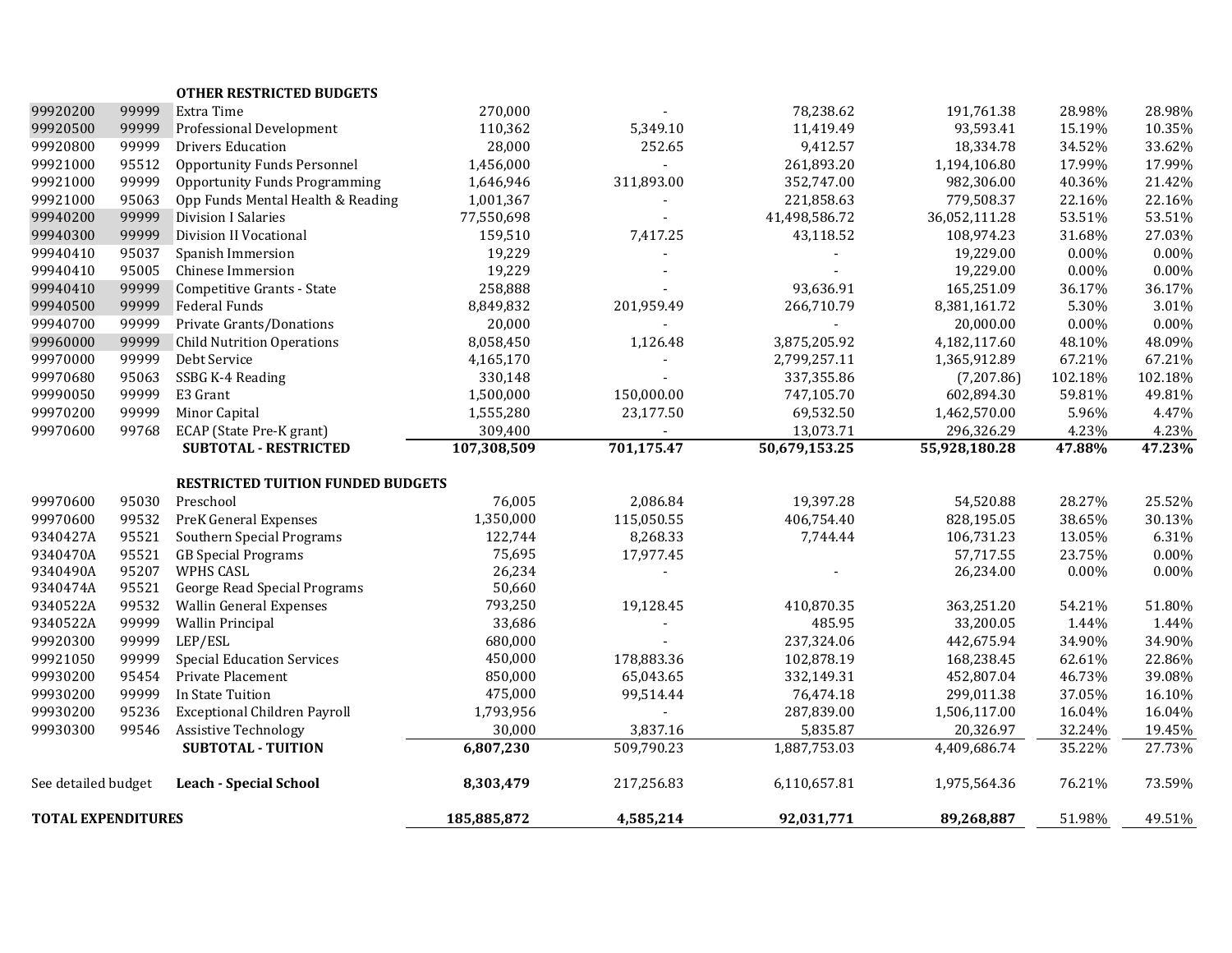| | | | | | | | | |
|---|---|---|---|---|---|---|---|---|
| | | **OTHER RESTRICTED BUDGETS** | | | | | | |
| 99920200 | 99999 | Extra Time | 270,000 | - | 78,238.62 | 191,761.38 | 28.98% | 28.98% |
| 99920500 | 99999 | Professional Development | 110,362 | 5,349.10 | 11,419.49 | 93,593.41 | 15.19% | 10.35% |
| 99920800 | 99999 | Drivers Education | 28,000 | 252.65 | 9,412.57 | 18,334.78 | 34.52% | 33.62% |
| 99921000 | 95512 | Opportunity Funds Personnel | 1,456,000 | - | 261,893.20 | 1,194,106.80 | 17.99% | 17.99% |
| 99921000 | 99999 | Opportunity Funds Programming | 1,646,946 | 311,893.00 | 352,747.00 | 982,306.00 | 40.36% | 21.42% |
| 99921000 | 95063 | Opp Funds Mental Health & Reading | 1,001,367 | - | 221,858.63 | 779,508.37 | 22.16% | 22.16% |
| 99940200 | 99999 | Division I Salaries | 77,550,698 | - | 41,498,586.72 | 36,052,111.28 | 53.51% | 53.51% |
| 99940300 | 99999 | Division II Vocational | 159,510 | 7,417.25 | 43,118.52 | 108,974.23 | 31.68% | 27.03% |
| 99940410 | 95037 | Spanish Immersion | 19,229 | - | - | 19,229.00 | 0.00% | 0.00% |
| 99940410 | 95005 | Chinese Immersion | 19,229 | - | - | 19,229.00 | 0.00% | 0.00% |
| 99940410 | 99999 | Competitive Grants - State | 258,888 | - | 93,636.91 | 165,251.09 | 36.17% | 36.17% |
| 99940500 | 99999 | Federal Funds | 8,849,832 | 201,959.49 | 266,710.79 | 8,381,161.72 | 5.30% | 3.01% |
| 99940700 | 99999 | Private Grants/Donations | 20,000 | - | - | 20,000.00 | 0.00% | 0.00% |
| 99960000 | 99999 | Child Nutrition Operations | 8,058,450 | 1,126.48 | 3,875,205.92 | 4,182,117.60 | 48.10% | 48.09% |
| 99970000 | 99999 | Debt Service | 4,165,170 | - | 2,799,257.11 | 1,365,912.89 | 67.21% | 67.21% |
| 99970680 | 95063 | SSBG K-4 Reading | 330,148 | - | 337,355.86 | (7,207.86) | 102.18% | 102.18% |
| 99990050 | 99999 | E3 Grant | 1,500,000 | 150,000.00 | 747,105.70 | 602,894.30 | 59.81% | 49.81% |
| 99970200 | 99999 | Minor Capital | 1,555,280 | 23,177.50 | 69,532.50 | 1,462,570.00 | 5.96% | 4.47% |
| 99970600 | 99768 | ECAP (State Pre-K grant) | 309,400 | - | 13,073.71 | 296,326.29 | 4.23% | 4.23% |
| | | **SUBTOTAL - RESTRICTED** | **107,308,509** | **701,175.47** | **50,679,153.25** | **55,928,180.28** | **47.88%** | **47.23%** |
| | | **RESTRICTED TUITION FUNDED BUDGETS** | | | | | | |
| 99970600 | 95030 | Preschool | 76,005 | 2,086.84 | 19,397.28 | 54,520.88 | 28.27% | 25.52% |
| 99970600 | 99532 | PreK General Expenses | 1,350,000 | 115,050.55 | 406,754.40 | 828,195.05 | 38.65% | 30.13% |
| 9340427A | 95521 | Southern Special Programs | 122,744 | 8,268.33 | 7,744.44 | 106,731.23 | 13.05% | 6.31% |
| 9340470A | 95521 | GB Special Programs | 75,695 | 17,977.45 | | 57,717.55 | 23.75% | 0.00% |
| 9340490A | 95207 | WPHS CASL | 26,234 | - | - | 26,234.00 | 0.00% | 0.00% |
| 9340474A | 95521 | George Read Special Programs | 50,660 | | | | | |
| 9340522A | 99532 | Wallin General Expenses | 793,250 | 19,128.45 | 410,870.35 | 363,251.20 | 54.21% | 51.80% |
| 9340522A | 99999 | Wallin Principal | 33,686 | - | 485.95 | 33,200.05 | 1.44% | 1.44% |
| 99920300 | 99999 | LEP/ESL | 680,000 | - | 237,324.06 | 442,675.94 | 34.90% | 34.90% |
| 99921050 | 99999 | Special Education Services | 450,000 | 178,883.36 | 102,878.19 | 168,238.45 | 62.61% | 22.86% |
| 99930200 | 95454 | Private Placement | 850,000 | 65,043.65 | 332,149.31 | 452,807.04 | 46.73% | 39.08% |
| 99930200 | 99999 | In State Tuition | 475,000 | 99,514.44 | 76,474.18 | 299,011.38 | 37.05% | 16.10% |
| 99930200 | 95236 | Exceptional Children Payroll | 1,793,956 | - | 287,839.00 | 1,506,117.00 | 16.04% | 16.04% |
| 99930300 | 99546 | Assistive Technology | 30,000 | 3,837.16 | 5,835.87 | 20,326.97 | 32.24% | 19.45% |
| | | **SUBTOTAL - TUITION** | **6,807,230** | 509,790.23 | 1,887,753.03 | 4,409,686.74 | 35.22% | 27.73% |
| See detailed budget | | **Leach - Special School** | **8,303,479** | 217,256.83 | 6,110,657.81 | 1,975,564.36 | 76.21% | 73.59% |
| **TOTAL EXPENDITURES** | | | **185,885,872** | **4,585,214** | **92,031,771** | **89,268,887** | 51.98% | 49.51% |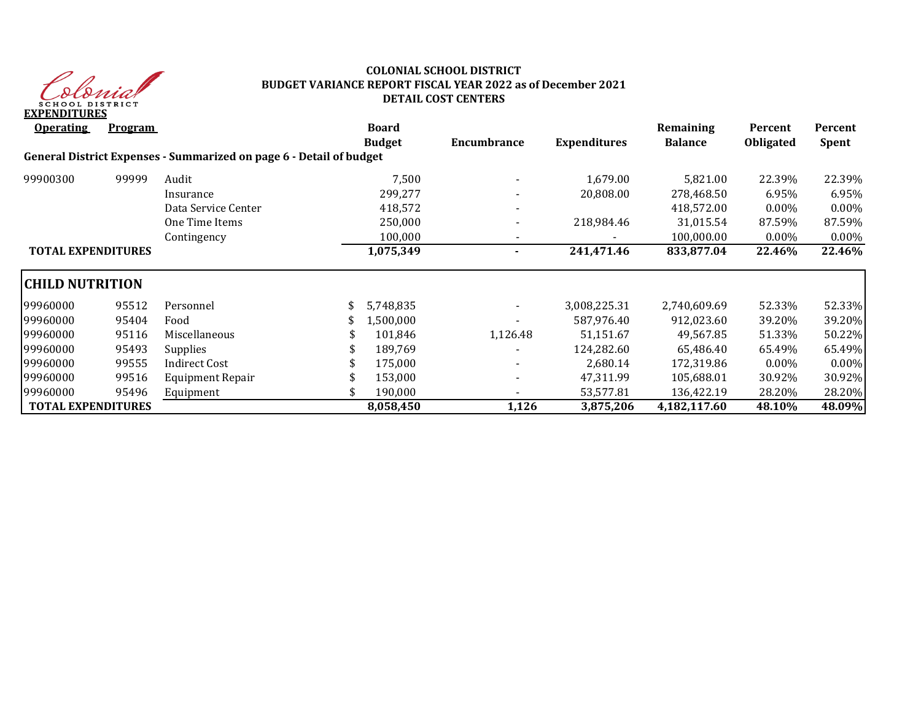Colonial School District

**COLONIAL SCHOOL DISTRICT**
**BUDGET VARIANCE REPORT FISCAL YEAR 2022 as of December 2021**
**DETAIL COST CENTERS**

**EXPENDITURES**

| Operating | Program | | Board Budget | Encumbrance | Expenditures | Remaining Balance | Percent Obligated | Percent Spent |
|---|---|---|---|---|---|---|---|---|
| **General District Expenses - Summarized on page 6 - Detail of budget** | | | | | | | | |
| 99900300 | 99999 | Audit | 7,500 | - | 1,679.00 | 5,821.00 | 22.39% | 22.39% |
| | | Insurance | 299,277 | - | 20,808.00 | 278,468.50 | 6.95% | 6.95% |
| | | Data Service Center | 418,572 | - | | 418,572.00 | 0.00% | 0.00% |
| | | One Time Items | 250,000 | - | 218,984.46 | 31,015.54 | 87.59% | 87.59% |
| | | Contingency | 100,000 | - | - | 100,000.00 | 0.00% | 0.00% |
| **TOTAL EXPENDITURES** | | | **1,075,349** | **-** | **241,471.46** | **833,877.04** | **22.46%** | **22.46%** |

| **CHILD NUTRITION** | | | | | | | | |
|---|---|---|---|---|---|---|---|---|
| 99960000 | 95512 | Personnel | $ 5,748,835 | - | 3,008,225.31 | 2,740,609.69 | 52.33% | 52.33% |
| 99960000 | 95404 | Food | $ 1,500,000 | - | 587,976.40 | 912,023.60 | 39.20% | 39.20% |
| 99960000 | 95116 | Miscellaneous | $ 101,846 | 1,126.48 | 51,151.67 | 49,567.85 | 51.33% | 50.22% |
| 99960000 | 95493 | Supplies | $ 189,769 | - | 124,282.60 | 65,486.40 | 65.49% | 65.49% |
| 99960000 | 99555 | Indirect Cost | $ 175,000 | - | 2,680.14 | 172,319.86 | 0.00% | 0.00% |
| 99960000 | 99516 | Equipment Repair | $ 153,000 | - | 47,311.99 | 105,688.01 | 30.92% | 30.92% |
| 99960000 | 95496 | Equipment | $ 190,000 | - | 53,577.81 | 136,422.19 | 28.20% | 28.20% |
| **TOTAL EXPENDITURES** | | | **8,058,450** | **1,126** | **3,875,206** | **4,182,117.60** | **48.10%** | **48.09%** |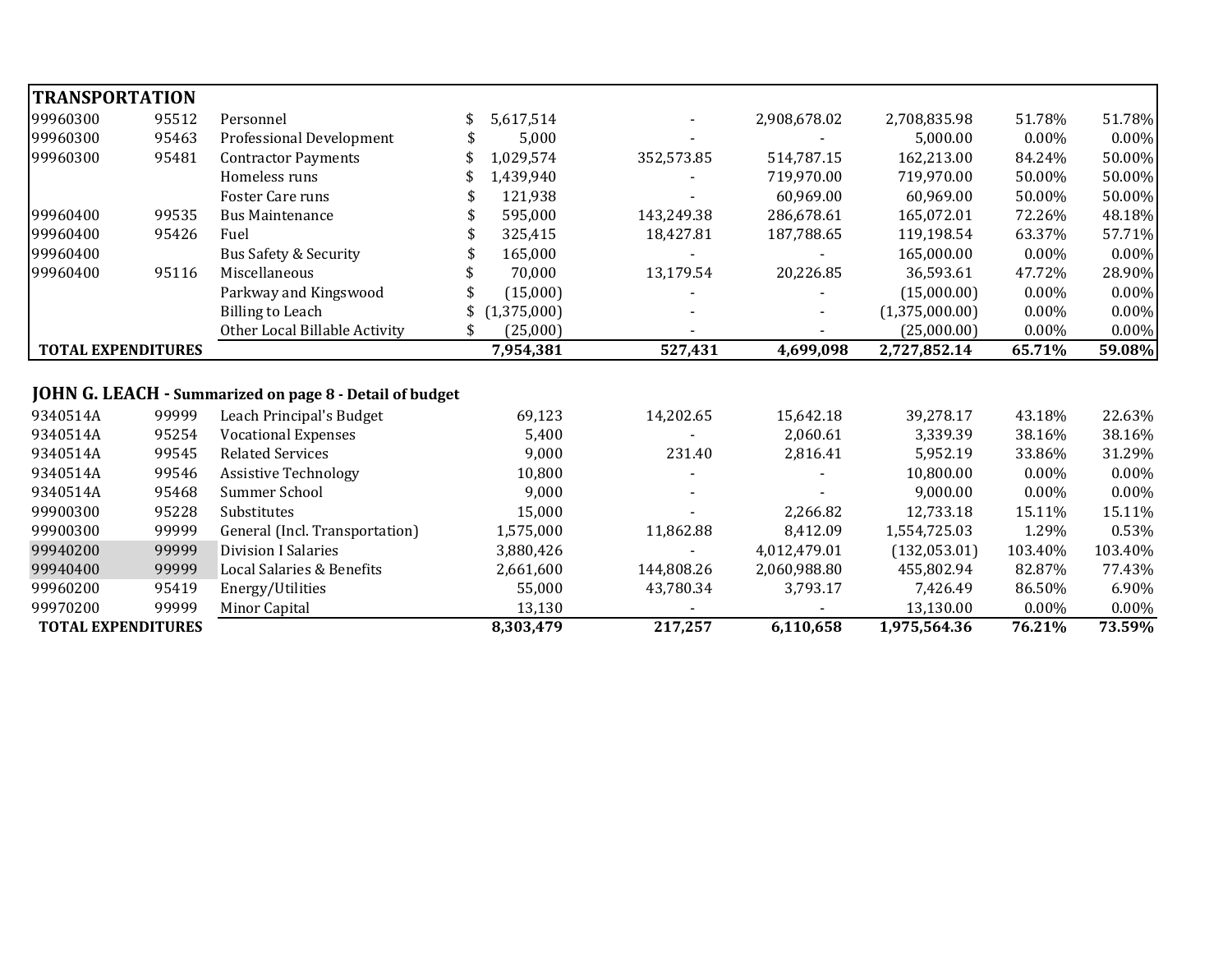| TRANSPORTATION | | | | | | | | |
|---|---|---|---|---|---|---|---|---|
| 99960300 | 95512 | Personnel | $ 5,617,514 | - | 2,908,678.02 | 2,708,835.98 | 51.78% | 51.78% |
| 99960300 | 95463 | Professional Development | $ 5,000 | - | - | 5,000.00 | 0.00% | 0.00% |
| 99960300 | 95481 | Contractor Payments | $ 1,029,574 | 352,573.85 | 514,787.15 | 162,213.00 | 84.24% | 50.00% |
| | | Homeless runs | $ 1,439,940 | - | 719,970.00 | 719,970.00 | 50.00% | 50.00% |
| | | Foster Care runs | $ 121,938 | - | 60,969.00 | 60,969.00 | 50.00% | 50.00% |
| 99960400 | 99535 | Bus Maintenance | $ 595,000 | 143,249.38 | 286,678.61 | 165,072.01 | 72.26% | 48.18% |
| 99960400 | 95426 | Fuel | $ 325,415 | 18,427.81 | 187,788.65 | 119,198.54 | 63.37% | 57.71% |
| 99960400 | | Bus Safety & Security | $ 165,000 | - | - | 165,000.00 | 0.00% | 0.00% |
| 99960400 | 95116 | Miscellaneous | $ 70,000 | 13,179.54 | 20,226.85 | 36,593.61 | 47.72% | 28.90% |
| | | Parkway and Kingswood | $ (15,000) | - | - | (15,000.00) | 0.00% | 0.00% |
| | | Billing to Leach | $ (1,375,000) | - | - | (1,375,000.00) | 0.00% | 0.00% |
| | | Other Local Billable Activity | $ (25,000) | - | - | (25,000.00) | 0.00% | 0.00% |
| **TOTAL EXPENDITURES** | | | **7,954,381** | **527,431** | **4,699,098** | **2,727,852.14** | **65.71%** | **59.08%** |

**JOHN G. LEACH - Summarized on page 8 - Detail of budget**

| | | | | | | | | |
|---|---|---|---|---|---|---|---|---|
| 9340514A | 99999 | Leach Principal's Budget | 69,123 | 14,202.65 | 15,642.18 | 39,278.17 | 43.18% | 22.63% |
| 9340514A | 95254 | Vocational Expenses | 5,400 | - | 2,060.61 | 3,339.39 | 38.16% | 38.16% |
| 9340514A | 99545 | Related Services | 9,000 | 231.40 | 2,816.41 | 5,952.19 | 33.86% | 31.29% |
| 9340514A | 99546 | Assistive Technology | 10,800 | - | - | 10,800.00 | 0.00% | 0.00% |
| 9340514A | 95468 | Summer School | 9,000 | - | - | 9,000.00 | 0.00% | 0.00% |
| 99900300 | 95228 | Substitutes | 15,000 | - | 2,266.82 | 12,733.18 | 15.11% | 15.11% |
| 99900300 | 99999 | General (Incl. Transportation) | 1,575,000 | 11,862.88 | 8,412.09 | 1,554,725.03 | 1.29% | 0.53% |
| 99940200 | 99999 | Division I Salaries | 3,880,426 | - | 4,012,479.01 | (132,053.01) | 103.40% | 103.40% |
| 99940400 | 99999 | Local Salaries & Benefits | 2,661,600 | 144,808.26 | 2,060,988.80 | 455,802.94 | 82.87% | 77.43% |
| 99960200 | 95419 | Energy/Utilities | 55,000 | 43,780.34 | 3,793.17 | 7,426.49 | 86.50% | 6.90% |
| 99970200 | 99999 | Minor Capital | 13,130 | - | - | 13,130.00 | 0.00% | 0.00% |
| **TOTAL EXPENDITURES** | | | **8,303,479** | **217,257** | **6,110,658** | **1,975,564.36** | **76.21%** | **73.59%** |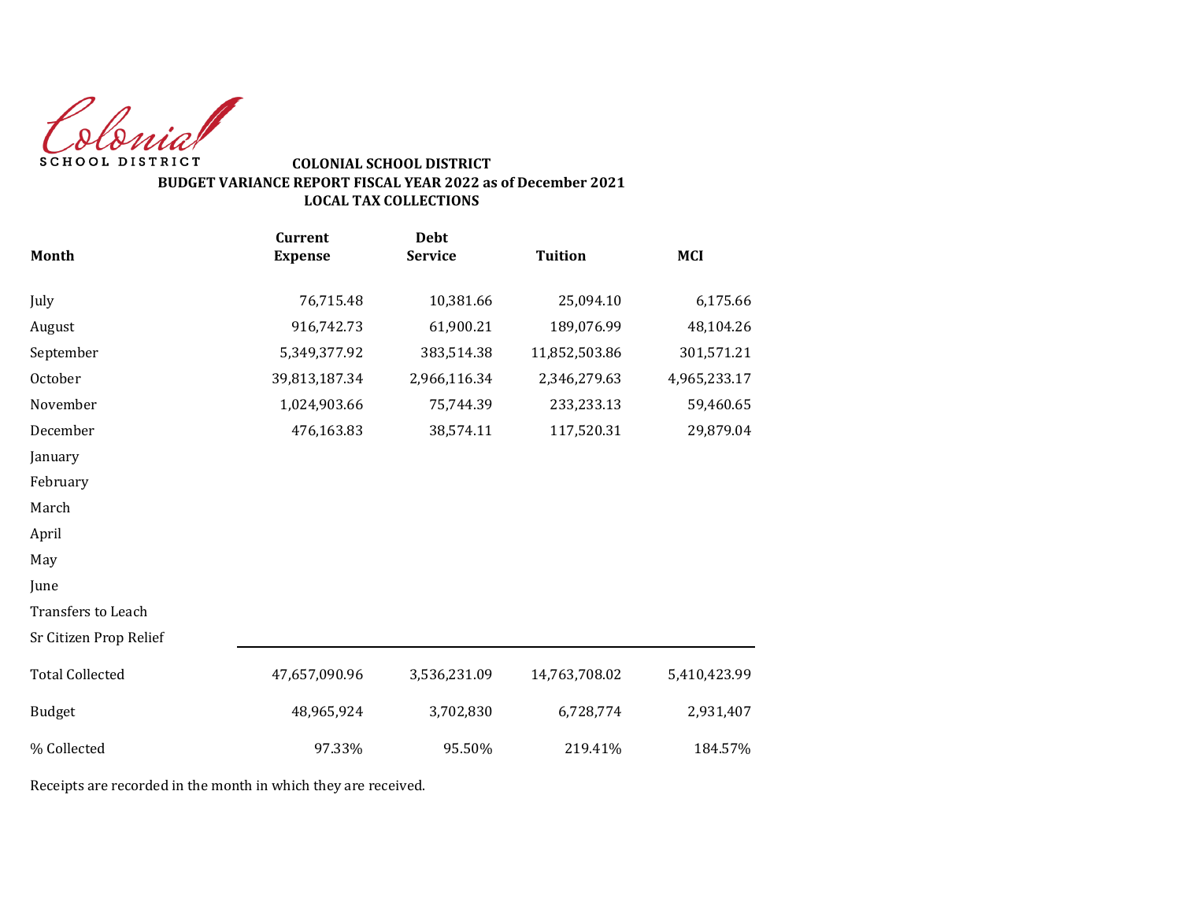Colonial SCHOOL DISTRICT

**COLONIAL SCHOOL DISTRICT**
**BUDGET VARIANCE REPORT FISCAL YEAR 2022 as of December 2021**
**LOCAL TAX COLLECTIONS**

| Month | Current Expense | Debt Service | Tuition | MCI |
|---|---|---|---|---|
| July | 76,715.48 | 10,381.66 | 25,094.10 | 6,175.66 |
| August | 916,742.73 | 61,900.21 | 189,076.99 | 48,104.26 |
| September | 5,349,377.92 | 383,514.38 | 11,852,503.86 | 301,571.21 |
| October | 39,813,187.34 | 2,966,116.34 | 2,346,279.63 | 4,965,233.17 |
| November | 1,024,903.66 | 75,744.39 | 233,233.13 | 59,460.65 |
| December | 476,163.83 | 38,574.11 | 117,520.31 | 29,879.04 |
| January | | | | |
| February | | | | |
| March | | | | |
| April | | | | |
| May | | | | |
| June | | | | |
| Transfers to Leach | | | | |
| Sr Citizen Prop Relief | | | | |
| Total Collected | 47,657,090.96 | 3,536,231.09 | 14,763,708.02 | 5,410,423.99 |
| Budget | 48,965,924 | 3,702,830 | 6,728,774 | 2,931,407 |
| % Collected | 97.33% | 95.50% | 219.41% | 184.57% |

Receipts are recorded in the month in which they are received.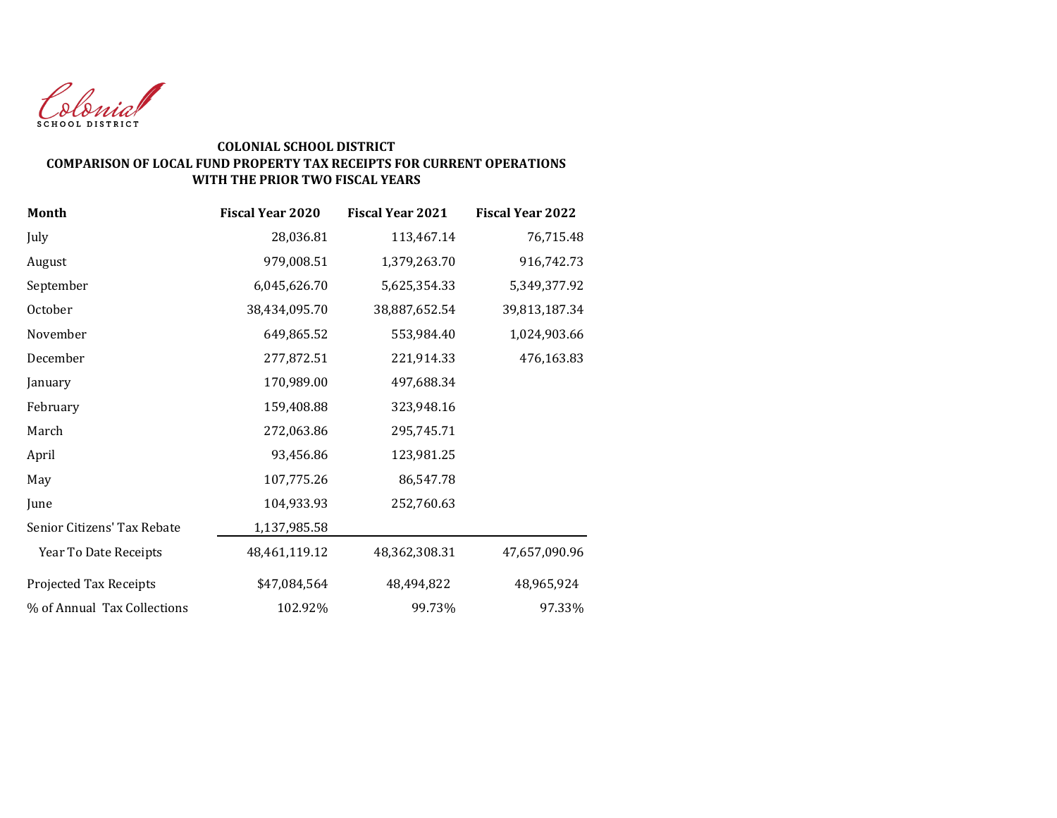Colonial
SCHOOL DISTRICT

**COLONIAL SCHOOL DISTRICT**
**COMPARISON OF LOCAL FUND PROPERTY TAX RECEIPTS FOR CURRENT OPERATIONS WITH THE PRIOR TWO FISCAL YEARS**

| Month | Fiscal Year 2020 | Fiscal Year 2021 | Fiscal Year 2022 |
|---|---|---|---|
| July | 28,036.81 | 113,467.14 | 76,715.48 |
| August | 979,008.51 | 1,379,263.70 | 916,742.73 |
| September | 6,045,626.70 | 5,625,354.33 | 5,349,377.92 |
| October | 38,434,095.70 | 38,887,652.54 | 39,813,187.34 |
| November | 649,865.52 | 553,984.40 | 1,024,903.66 |
| December | 277,872.51 | 221,914.33 | 476,163.83 |
| January | 170,989.00 | 497,688.34 | |
| February | 159,408.88 | 323,948.16 | |
| March | 272,063.86 | 295,745.71 | |
| April | 93,456.86 | 123,981.25 | |
| May | 107,775.26 | 86,547.78 | |
| June | 104,933.93 | 252,760.63 | |
| Senior Citizens' Tax Rebate | 1,137,985.58 | | |
| Year To Date Receipts | 48,461,119.12 | 48,362,308.31 | 47,657,090.96 |
| Projected Tax Receipts | $47,084,564 | 48,494,822 | 48,965,924 |
| % of Annual Tax Collections | 102.92% | 99.73% | 97.33% |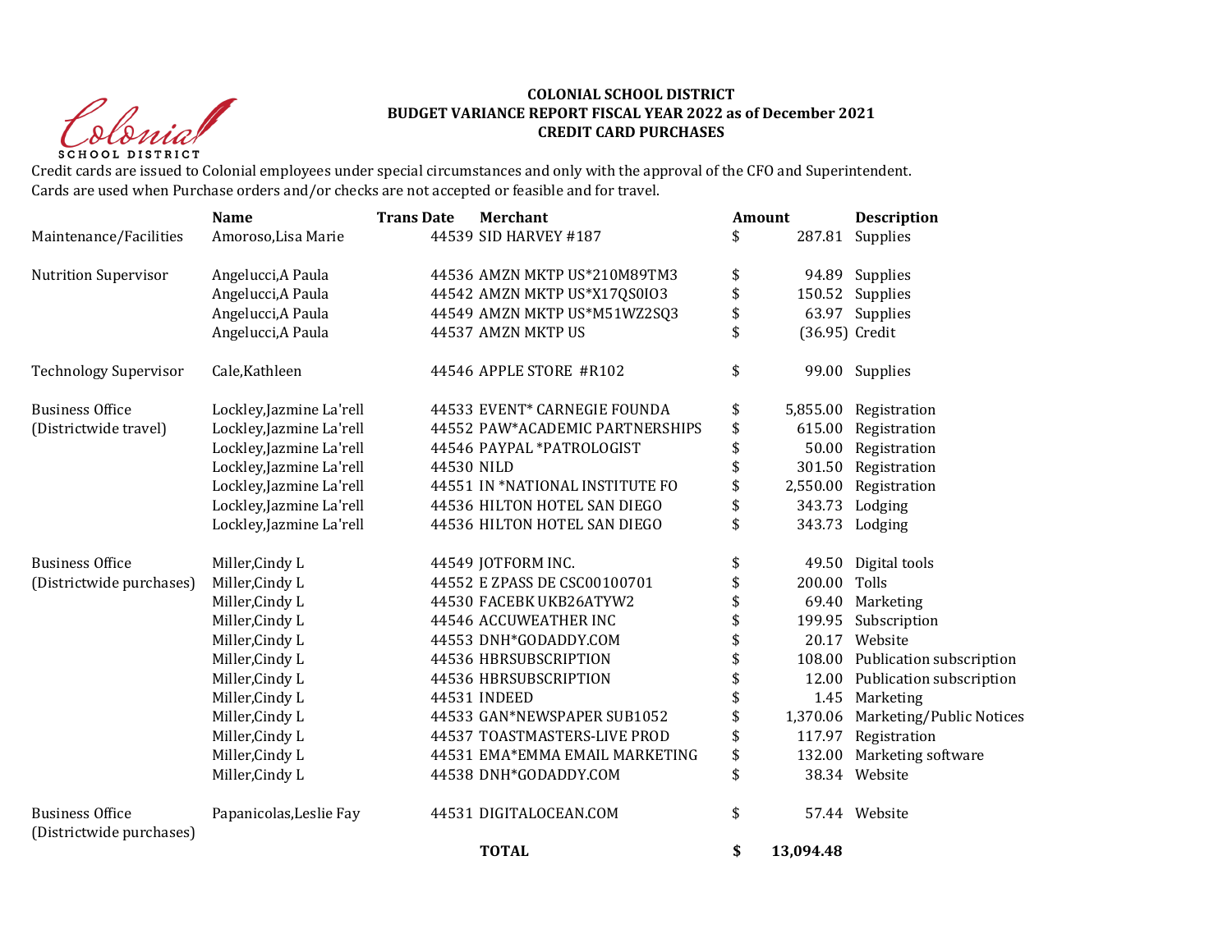Colonial SCHOOL DISTRICT

**COLONIAL SCHOOL DISTRICT**
**BUDGET VARIANCE REPORT FISCAL YEAR 2022 as of December 2021**
**CREDIT CARD PURCHASES**

Credit cards are issued to Colonial employees under special circumstances and only with the approval of the CFO and Superintendent.
Cards are used when Purchase orders and/or checks are not accepted or feasible and for travel.

| | Name | Trans Date | Merchant | Amount | Description |
|---|---|---|---|---|---|
| Maintenance/Facilities | Amoroso,Lisa Marie | 44539 | SID HARVEY #187 | $ 287.81 | Supplies |
| Nutrition Supervisor | Angelucci,A Paula | 44536 | AMZN MKTP US*210M89TM3 | $ 94.89 | Supplies |
| | Angelucci,A Paula | 44542 | AMZN MKTP US*X17QS0IO3 | $ 150.52 | Supplies |
| | Angelucci,A Paula | 44549 | AMZN MKTP US*M51WZ2SQ3 | $ 63.97 | Supplies |
| | Angelucci,A Paula | 44537 | AMZN MKTP US | $ (36.95) | Credit |
| Technology Supervisor | Cale,Kathleen | 44546 | APPLE STORE #R102 | $ 99.00 | Supplies |
| Business Office (Districtwide travel) | Lockley,Jazmine La'rell | 44533 | EVENT* CARNEGIE FOUNDA | $ 5,855.00 | Registration |
| | Lockley,Jazmine La'rell | 44552 | PAW*ACADEMIC PARTNERSHIPS | $ 615.00 | Registration |
| | Lockley,Jazmine La'rell | 44546 | PAYPAL *PATROLOGIST | $ 50.00 | Registration |
| | Lockley,Jazmine La'rell | 44530 | NILD | $ 301.50 | Registration |
| | Lockley,Jazmine La'rell | 44551 | IN *NATIONAL INSTITUTE FO | $ 2,550.00 | Registration |
| | Lockley,Jazmine La'rell | 44536 | HILTON HOTEL SAN DIEGO | $ 343.73 | Lodging |
| | Lockley,Jazmine La'rell | 44536 | HILTON HOTEL SAN DIEGO | $ 343.73 | Lodging |
| Business Office (Districtwide purchases) | Miller,Cindy L | 44549 | JOTFORM INC. | $ 49.50 | Digital tools |
| | Miller,Cindy L | 44552 | E ZPASS DE CSC00100701 | $ 200.00 | Tolls |
| | Miller,Cindy L | 44530 | FACEBK UKB26ATYW2 | $ 69.40 | Marketing |
| | Miller,Cindy L | 44546 | ACCUWEATHER INC | $ 199.95 | Subscription |
| | Miller,Cindy L | 44553 | DNH*GODADDY.COM | $ 20.17 | Website |
| | Miller,Cindy L | 44536 | HBRSUBSCRIPTION | $ 108.00 | Publication subscription |
| | Miller,Cindy L | 44536 | HBRSUBSCRIPTION | $ 12.00 | Publication subscription |
| | Miller,Cindy L | 44531 | INDEED | $ 1.45 | Marketing |
| | Miller,Cindy L | 44533 | GAN*NEWSPAPER SUB1052 | $ 1,370.06 | Marketing/Public Notices |
| | Miller,Cindy L | 44537 | TOASTMASTERS-LIVE PROD | $ 117.97 | Registration |
| | Miller,Cindy L | 44531 | EMA*EMMA EMAIL MARKETING | $ 132.00 | Marketing software |
| | Miller,Cindy L | 44538 | DNH*GODADDY.COM | $ 38.34 | Website |
| Business Office (Districtwide purchases) | Papanicolas,Leslie Fay | 44531 | DIGITALOCEAN.COM | $ 57.44 | Website |
| | | | **TOTAL** | **$ 13,094.48** | |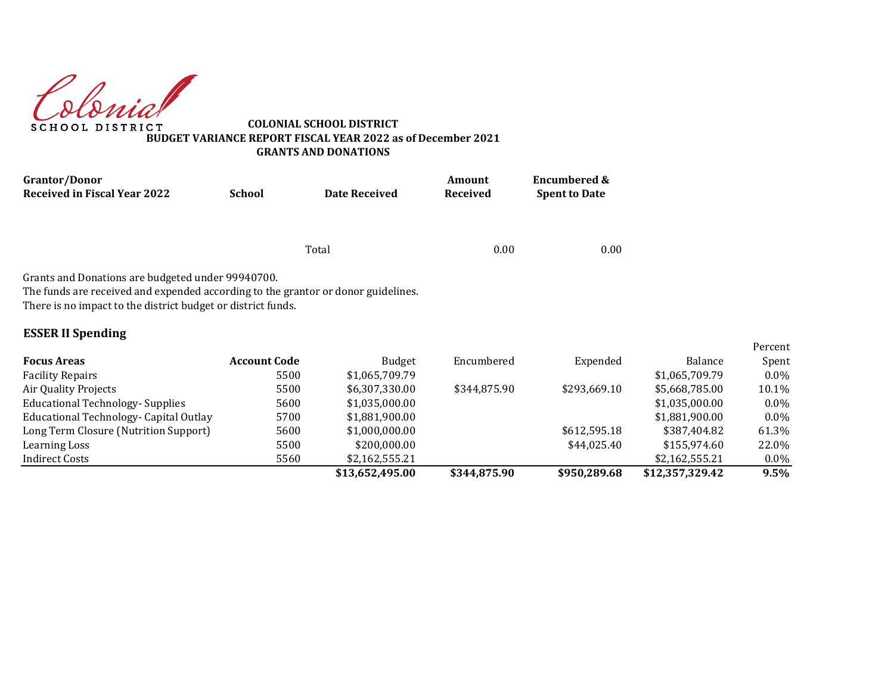Colonial SCHOOL DISTRICT

**COLONIAL SCHOOL DISTRICT**
**BUDGET VARIANCE REPORT FISCAL YEAR 2022 as of December 2021**
**GRANTS AND DONATIONS**

| Grantor/Donor Received in Fiscal Year 2022 | School | Date Received | Amount Received | Encumbered & Spent to Date |
|---|---|---|---|---|
| | | Total | 0.00 | 0.00 |

Grants and Donations are budgeted under 99940700.
The funds are received and expended according to the grantor or donor guidelines.
There is no impact to the district budget or district funds.

### ESSER II Spending

| Focus Areas | Account Code | Budget | Encumbered | Expended | Balance | Percent Spent |
|---|---|---|---|---|---|---|
| Facility Repairs | 5500 | $1,065,709.79 | | | $1,065,709.79 | 0.0% |
| Air Quality Projects | 5500 | $6,307,330.00 | $344,875.90 | $293,669.10 | $5,668,785.00 | 10.1% |
| Educational Technology- Supplies | 5600 | $1,035,000.00 | | | $1,035,000.00 | 0.0% |
| Educational Technology- Capital Outlay | 5700 | $1,881,900.00 | | | $1,881,900.00 | 0.0% |
| Long Term Closure (Nutrition Support) | 5600 | $1,000,000.00 | | $612,595.18 | $387,404.82 | 61.3% |
| Learning Loss | 5500 | $200,000.00 | | $44,025.40 | $155,974.60 | 22.0% |
| Indirect Costs | 5560 | $2,162,555.21 | | | $2,162,555.21 | 0.0% |
| | | **$13,652,495.00** | **$344,875.90** | **$950,289.68** | **$12,357,329.42** | **9.5%** |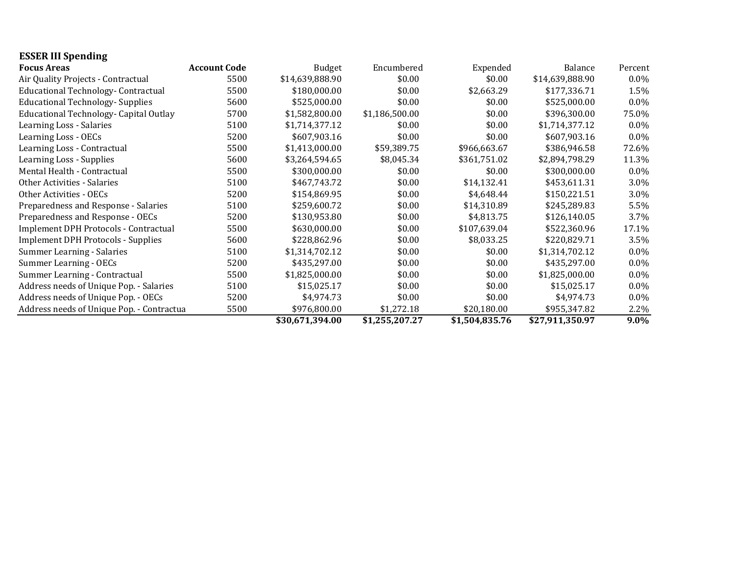**ESSER III Spending**

| Focus Areas | Account Code | Budget | Encumbered | Expended | Balance | Percent |
| --- | --- | --- | --- | --- | --- | --- |
| Air Quality Projects - Contractual | 5500 | $14,639,888.90 | $0.00 | $0.00 | $14,639,888.90 | 0.0% |
| Educational Technology- Contractual | 5500 | $180,000.00 | $0.00 | $2,663.29 | $177,336.71 | 1.5% |
| Educational Technology- Supplies | 5600 | $525,000.00 | $0.00 | $0.00 | $525,000.00 | 0.0% |
| Educational Technology- Capital Outlay | 5700 | $1,582,800.00 | $1,186,500.00 | $0.00 | $396,300.00 | 75.0% |
| Learning Loss - Salaries | 5100 | $1,714,377.12 | $0.00 | $0.00 | $1,714,377.12 | 0.0% |
| Learning Loss - OECs | 5200 | $607,903.16 | $0.00 | $0.00 | $607,903.16 | 0.0% |
| Learning Loss - Contractual | 5500 | $1,413,000.00 | $59,389.75 | $966,663.67 | $386,946.58 | 72.6% |
| Learning Loss - Supplies | 5600 | $3,264,594.65 | $8,045.34 | $361,751.02 | $2,894,798.29 | 11.3% |
| Mental Health - Contractual | 5500 | $300,000.00 | $0.00 | $0.00 | $300,000.00 | 0.0% |
| Other Activities - Salaries | 5100 | $467,743.72 | $0.00 | $14,132.41 | $453,611.31 | 3.0% |
| Other Activities - OECs | 5200 | $154,869.95 | $0.00 | $4,648.44 | $150,221.51 | 3.0% |
| Preparedness and Response - Salaries | 5100 | $259,600.72 | $0.00 | $14,310.89 | $245,289.83 | 5.5% |
| Preparedness and Response - OECs | 5200 | $130,953.80 | $0.00 | $4,813.75 | $126,140.05 | 3.7% |
| Implement DPH Protocols - Contractual | 5500 | $630,000.00 | $0.00 | $107,639.04 | $522,360.96 | 17.1% |
| Implement DPH Protocols - Supplies | 5600 | $228,862.96 | $0.00 | $8,033.25 | $220,829.71 | 3.5% |
| Summer Learning - Salaries | 5100 | $1,314,702.12 | $0.00 | $0.00 | $1,314,702.12 | 0.0% |
| Summer Learning - OECs | 5200 | $435,297.00 | $0.00 | $0.00 | $435,297.00 | 0.0% |
| Summer Learning - Contractual | 5500 | $1,825,000.00 | $0.00 | $0.00 | $1,825,000.00 | 0.0% |
| Address needs of Unique Pop. - Salaries | 5100 | $15,025.17 | $0.00 | $0.00 | $15,025.17 | 0.0% |
| Address needs of Unique Pop. - OECs | 5200 | $4,974.73 | $0.00 | $0.00 | $4,974.73 | 0.0% |
| Address needs of Unique Pop. - Contractua | 5500 | $976,800.00 | $1,272.18 | $20,180.00 | $955,347.82 | 2.2% |
| | | **$30,671,394.00** | **$1,255,207.27** | **$1,504,835.76** | **$27,911,350.97** | **9.0%** |